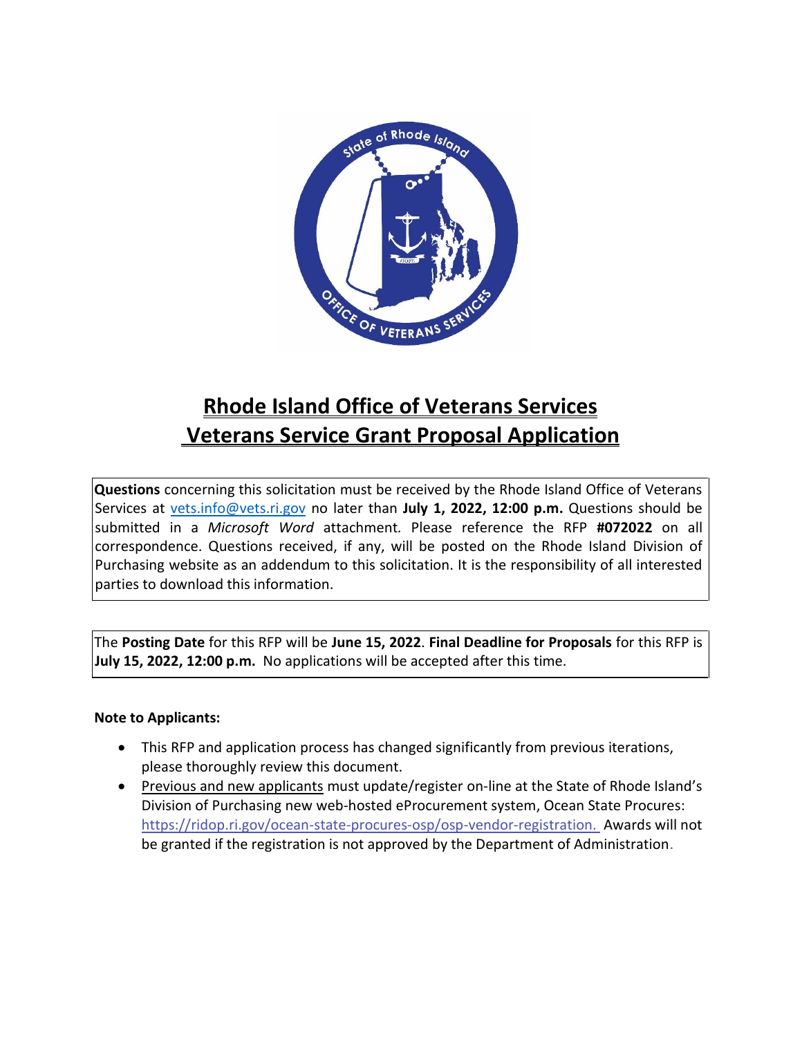# Rhode Island Office of Veterans Services
# Veterans Service Grant Proposal Application

**Questions** concerning this solicitation must be received by the Rhode Island Office of Veterans Services at vets.info@vets.ri.gov no later than **July 1, 2022, 12:00 p.m.** Questions should be submitted in a *Microsoft Word* attachment. Please reference the RFP **#072022** on all correspondence. Questions received, if any, will be posted on the Rhode Island Division of Purchasing website as an addendum to this solicitation. It is the responsibility of all interested parties to download this information.

The **Posting Date** for this RFP will be **June 15, 2022**. **Final Deadline for Proposals** for this RFP is **July 15, 2022, 12:00 p.m.** No applications will be accepted after this time.

**Note to Applicants:**

- This RFP and application process has changed significantly from previous iterations, please thoroughly review this document.
- Previous and new applicants must update/register on-line at the State of Rhode Island's Division of Purchasing new web-hosted eProcurement system, Ocean State Procures: https://ridop.ri.gov/ocean-state-procures-osp/osp-vendor-registration. Awards will not be granted if the registration is not approved by the Department of Administration.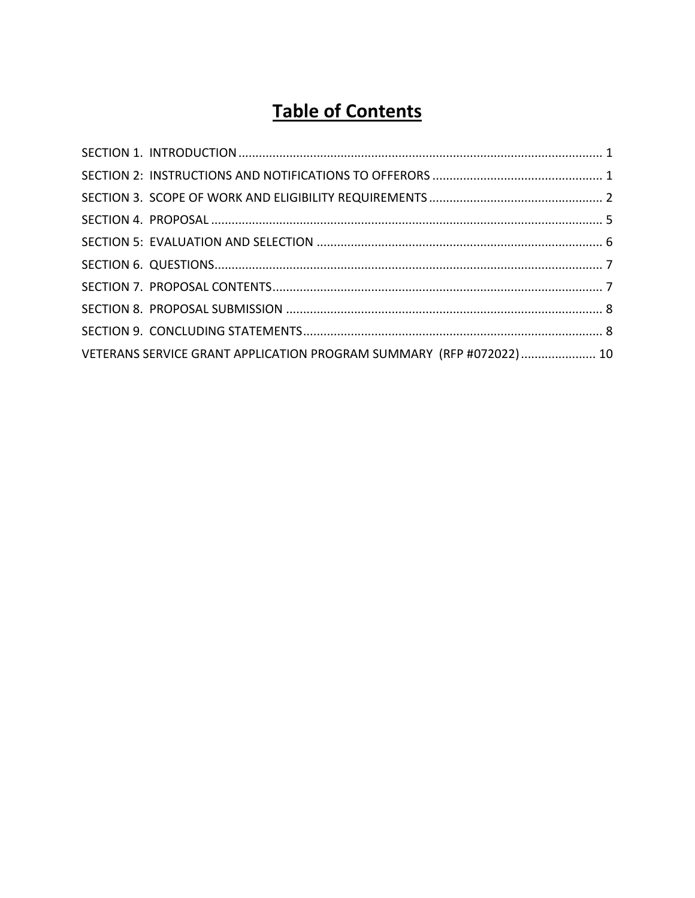# Table of Contents

SECTION 1. INTRODUCTION ........................................................................................................ 1

SECTION 2: INSTRUCTIONS AND NOTIFICATIONS TO OFFERORS ................................................. 1

SECTION 3. SCOPE OF WORK AND ELIGIBILITY REQUIREMENTS .................................................. 2

SECTION 4. PROPOSAL ................................................................................................................ 5

SECTION 5: EVALUATION AND SELECTION .................................................................................. 6

SECTION 6. QUESTIONS................................................................................................................ 7

SECTION 7. PROPOSAL CONTENTS............................................................................................... 7

SECTION 8. PROPOSAL SUBMISSION ........................................................................................... 8

SECTION 9. CONCLUDING STATEMENTS...................................................................................... 8

VETERANS SERVICE GRANT APPLICATION PROGRAM SUMMARY (RFP #072022) ..................... 10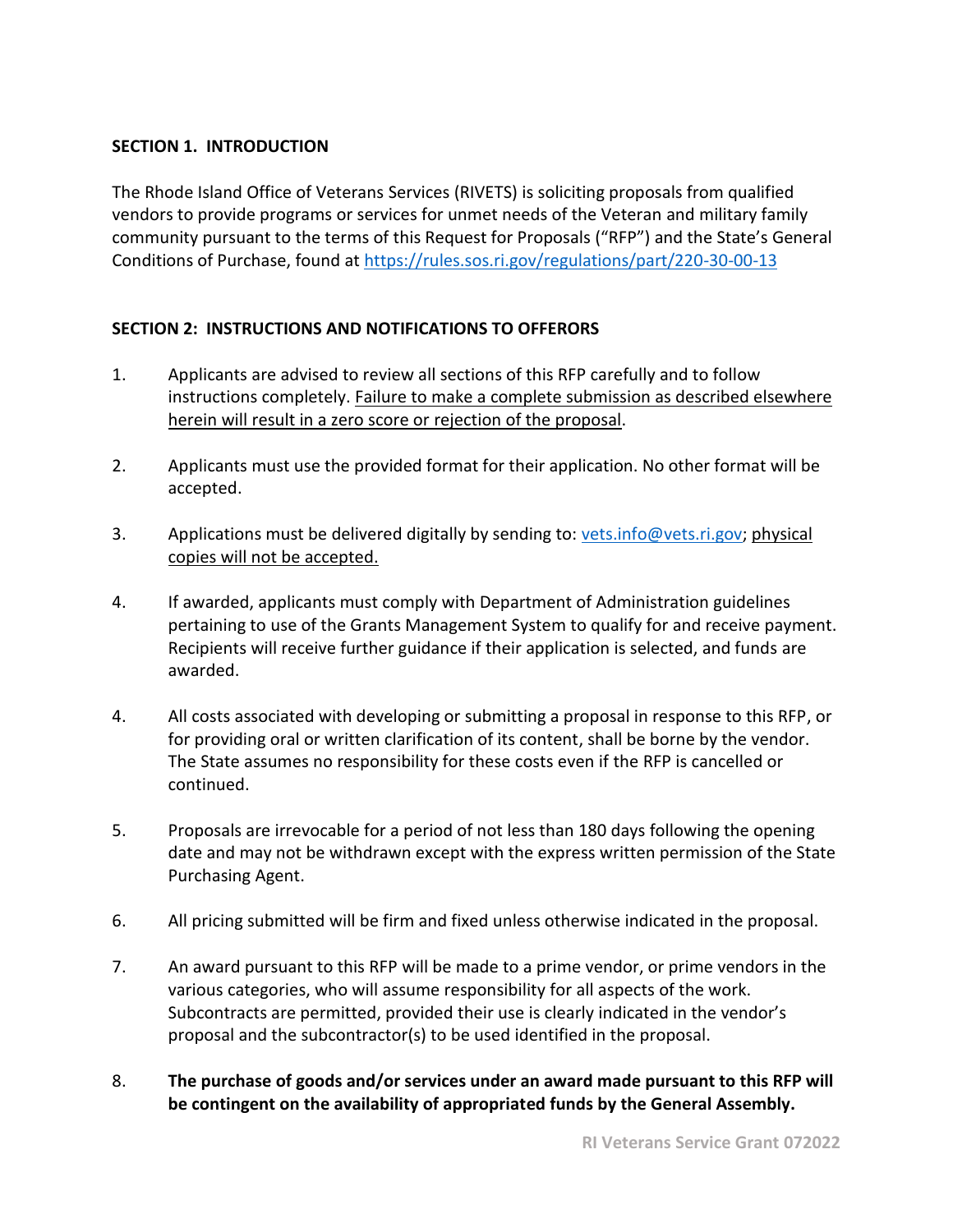## SECTION 1. INTRODUCTION

The Rhode Island Office of Veterans Services (RIVETS) is soliciting proposals from qualified vendors to provide programs or services for unmet needs of the Veteran and military family community pursuant to the terms of this Request for Proposals ("RFP") and the State's General Conditions of Purchase, found at https://rules.sos.ri.gov/regulations/part/220-30-00-13

## SECTION 2: INSTRUCTIONS AND NOTIFICATIONS TO OFFERORS

1. Applicants are advised to review all sections of this RFP carefully and to follow instructions completely. <u>Failure to make a complete submission as described elsewhere herein will result in a zero score or rejection of the proposal</u>.

2. Applicants must use the provided format for their application. No other format will be accepted.

3. Applications must be delivered digitally by sending to: vets.info@vets.ri.gov; <u>physical copies will not be accepted.</u>

4. If awarded, applicants must comply with Department of Administration guidelines pertaining to use of the Grants Management System to qualify for and receive payment. Recipients will receive further guidance if their application is selected, and funds are awarded.

4. All costs associated with developing or submitting a proposal in response to this RFP, or for providing oral or written clarification of its content, shall be borne by the vendor. The State assumes no responsibility for these costs even if the RFP is cancelled or continued.

5. Proposals are irrevocable for a period of not less than 180 days following the opening date and may not be withdrawn except with the express written permission of the State Purchasing Agent.

6. All pricing submitted will be firm and fixed unless otherwise indicated in the proposal.

7. An award pursuant to this RFP will be made to a prime vendor, or prime vendors in the various categories, who will assume responsibility for all aspects of the work. Subcontracts are permitted, provided their use is clearly indicated in the vendor's proposal and the subcontractor(s) to be used identified in the proposal.

8. **The purchase of goods and/or services under an award made pursuant to this RFP will be contingent on the availability of appropriated funds by the General Assembly.**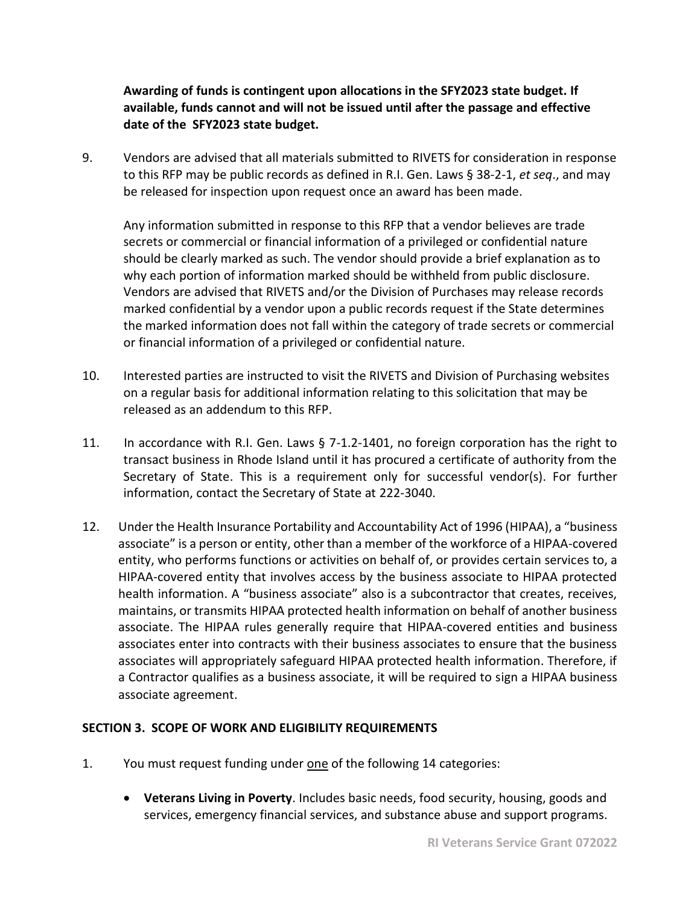**Awarding of funds is contingent upon allocations in the SFY2023 state budget. If available, funds cannot and will not be issued until after the passage and effective date of the SFY2023 state budget.**

9. Vendors are advised that all materials submitted to RIVETS for consideration in response to this RFP may be public records as defined in R.I. Gen. Laws § 38-2-1, *et seq*., and may be released for inspection upon request once an award has been made.

   Any information submitted in response to this RFP that a vendor believes are trade secrets or commercial or financial information of a privileged or confidential nature should be clearly marked as such. The vendor should provide a brief explanation as to why each portion of information marked should be withheld from public disclosure. Vendors are advised that RIVETS and/or the Division of Purchases may release records marked confidential by a vendor upon a public records request if the State determines the marked information does not fall within the category of trade secrets or commercial or financial information of a privileged or confidential nature.

10. Interested parties are instructed to visit the RIVETS and Division of Purchasing websites on a regular basis for additional information relating to this solicitation that may be released as an addendum to this RFP.

11. In accordance with R.I. Gen. Laws § 7-1.2-1401, no foreign corporation has the right to transact business in Rhode Island until it has procured a certificate of authority from the Secretary of State. This is a requirement only for successful vendor(s). For further information, contact the Secretary of State at 222-3040.

12. Under the Health Insurance Portability and Accountability Act of 1996 (HIPAA), a "business associate" is a person or entity, other than a member of the workforce of a HIPAA-covered entity, who performs functions or activities on behalf of, or provides certain services to, a HIPAA-covered entity that involves access by the business associate to HIPAA protected health information. A "business associate" also is a subcontractor that creates, receives, maintains, or transmits HIPAA protected health information on behalf of another business associate. The HIPAA rules generally require that HIPAA-covered entities and business associates enter into contracts with their business associates to ensure that the business associates will appropriately safeguard HIPAA protected health information. Therefore, if a Contractor qualifies as a business associate, it will be required to sign a HIPAA business associate agreement.

## SECTION 3. SCOPE OF WORK AND ELIGIBILITY REQUIREMENTS

1. You must request funding under <u>one</u> of the following 14 categories:

   - **Veterans Living in Poverty**. Includes basic needs, food security, housing, goods and services, emergency financial services, and substance abuse and support programs.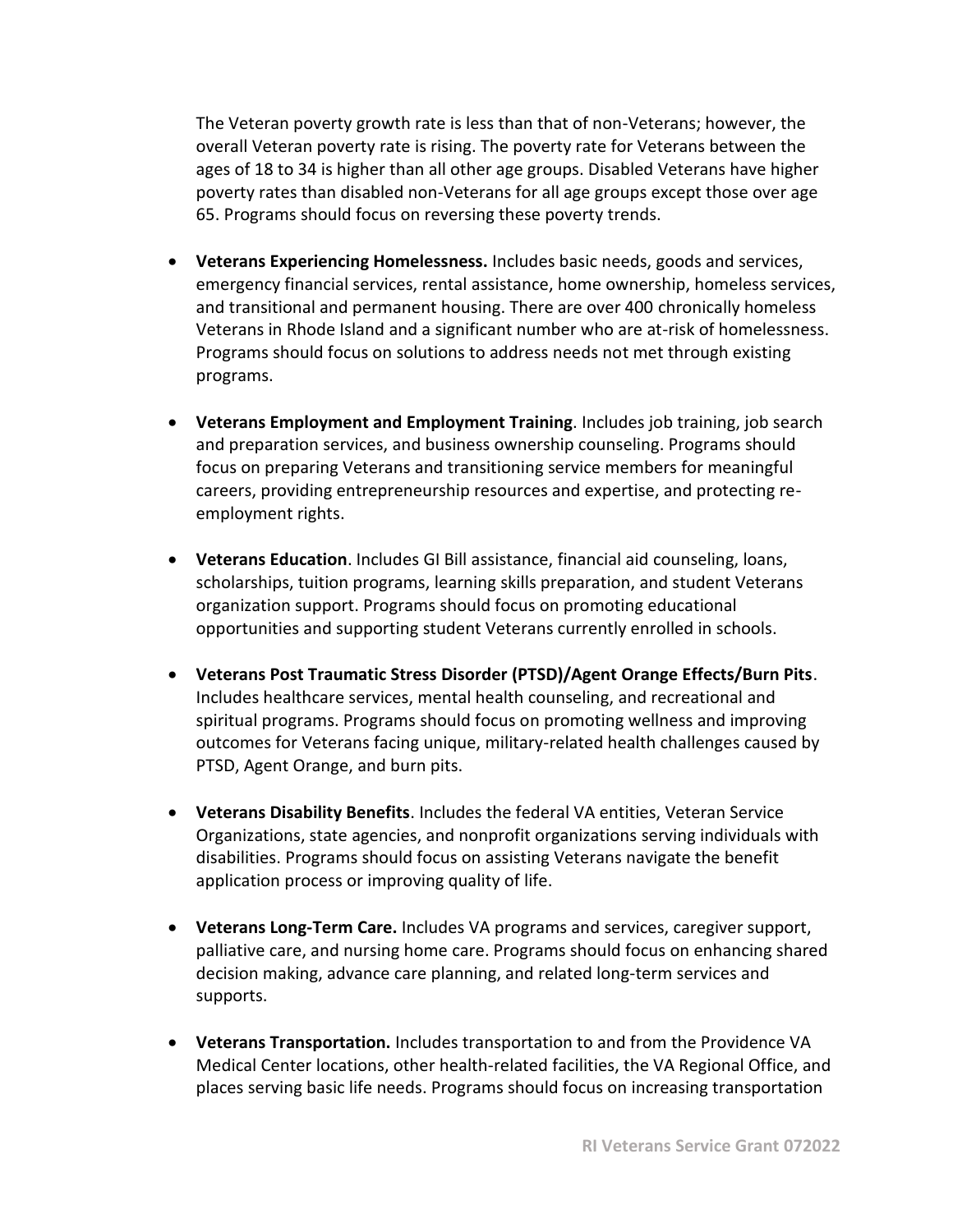The Veteran poverty growth rate is less than that of non-Veterans; however, the overall Veteran poverty rate is rising. The poverty rate for Veterans between the ages of 18 to 34 is higher than all other age groups. Disabled Veterans have higher poverty rates than disabled non-Veterans for all age groups except those over age 65. Programs should focus on reversing these poverty trends.

- **Veterans Experiencing Homelessness.** Includes basic needs, goods and services, emergency financial services, rental assistance, home ownership, homeless services, and transitional and permanent housing. There are over 400 chronically homeless Veterans in Rhode Island and a significant number who are at-risk of homelessness. Programs should focus on solutions to address needs not met through existing programs.

- **Veterans Employment and Employment Training**. Includes job training, job search and preparation services, and business ownership counseling. Programs should focus on preparing Veterans and transitioning service members for meaningful careers, providing entrepreneurship resources and expertise, and protecting re-employment rights.

- **Veterans Education**. Includes GI Bill assistance, financial aid counseling, loans, scholarships, tuition programs, learning skills preparation, and student Veterans organization support. Programs should focus on promoting educational opportunities and supporting student Veterans currently enrolled in schools.

- **Veterans Post Traumatic Stress Disorder (PTSD)/Agent Orange Effects/Burn Pits**. Includes healthcare services, mental health counseling, and recreational and spiritual programs. Programs should focus on promoting wellness and improving outcomes for Veterans facing unique, military-related health challenges caused by PTSD, Agent Orange, and burn pits.

- **Veterans Disability Benefits**. Includes the federal VA entities, Veteran Service Organizations, state agencies, and nonprofit organizations serving individuals with disabilities. Programs should focus on assisting Veterans navigate the benefit application process or improving quality of life.

- **Veterans Long-Term Care.** Includes VA programs and services, caregiver support, palliative care, and nursing home care. Programs should focus on enhancing shared decision making, advance care planning, and related long-term services and supports.

- **Veterans Transportation.** Includes transportation to and from the Providence VA Medical Center locations, other health-related facilities, the VA Regional Office, and places serving basic life needs. Programs should focus on increasing transportation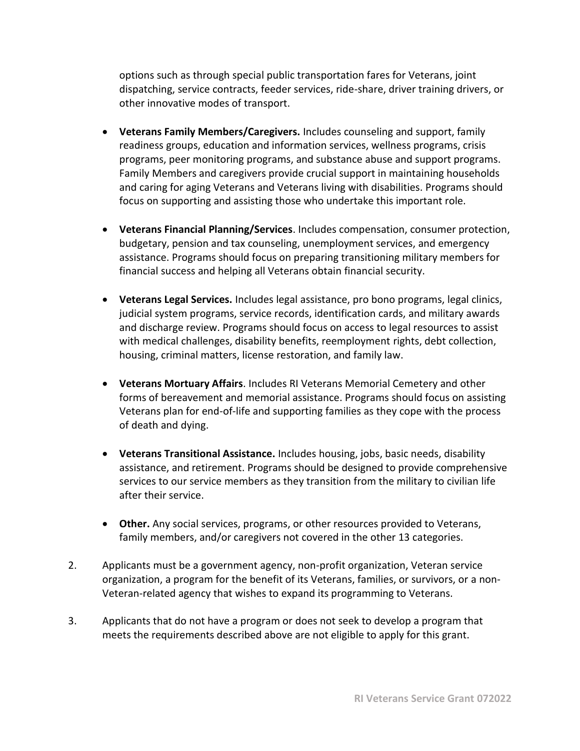options such as through special public transportation fares for Veterans, joint dispatching, service contracts, feeder services, ride-share, driver training drivers, or other innovative modes of transport.

- **Veterans Family Members/Caregivers.** Includes counseling and support, family readiness groups, education and information services, wellness programs, crisis programs, peer monitoring programs, and substance abuse and support programs. Family Members and caregivers provide crucial support in maintaining households and caring for aging Veterans and Veterans living with disabilities. Programs should focus on supporting and assisting those who undertake this important role.

- **Veterans Financial Planning/Services**. Includes compensation, consumer protection, budgetary, pension and tax counseling, unemployment services, and emergency assistance. Programs should focus on preparing transitioning military members for financial success and helping all Veterans obtain financial security.

- **Veterans Legal Services.** Includes legal assistance, pro bono programs, legal clinics, judicial system programs, service records, identification cards, and military awards and discharge review. Programs should focus on access to legal resources to assist with medical challenges, disability benefits, reemployment rights, debt collection, housing, criminal matters, license restoration, and family law.

- **Veterans Mortuary Affairs**. Includes RI Veterans Memorial Cemetery and other forms of bereavement and memorial assistance. Programs should focus on assisting Veterans plan for end-of-life and supporting families as they cope with the process of death and dying.

- **Veterans Transitional Assistance.** Includes housing, jobs, basic needs, disability assistance, and retirement. Programs should be designed to provide comprehensive services to our service members as they transition from the military to civilian life after their service.

- **Other.** Any social services, programs, or other resources provided to Veterans, family members, and/or caregivers not covered in the other 13 categories.

2. Applicants must be a government agency, non-profit organization, Veteran service organization, a program for the benefit of its Veterans, families, or survivors, or a non-Veteran-related agency that wishes to expand its programming to Veterans.

3. Applicants that do not have a program or does not seek to develop a program that meets the requirements described above are not eligible to apply for this grant.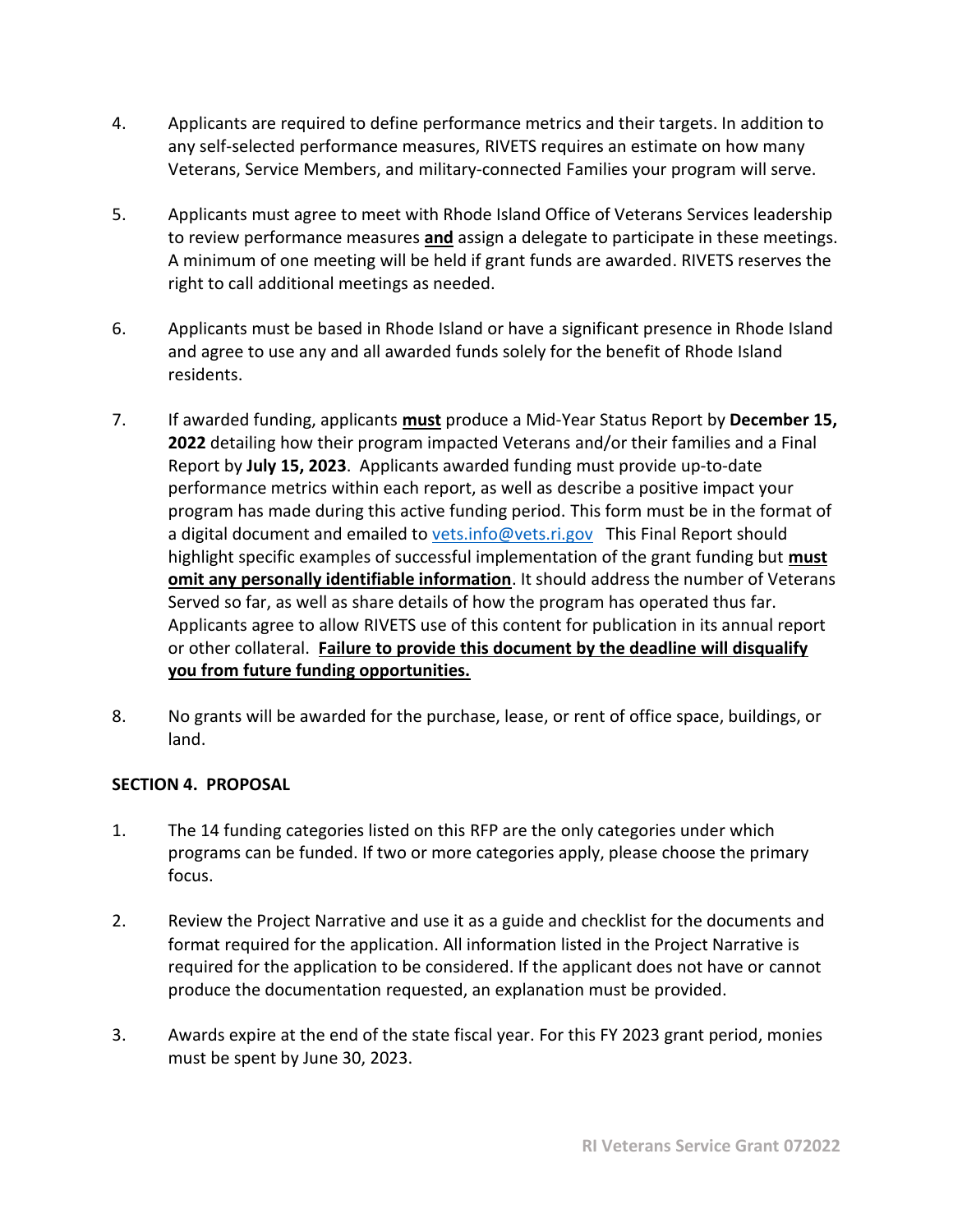4. Applicants are required to define performance metrics and their targets. In addition to any self-selected performance measures, RIVETS requires an estimate on how many Veterans, Service Members, and military-connected Families your program will serve.

5. Applicants must agree to meet with Rhode Island Office of Veterans Services leadership to review performance measures **and** assign a delegate to participate in these meetings. A minimum of one meeting will be held if grant funds are awarded. RIVETS reserves the right to call additional meetings as needed.

6. Applicants must be based in Rhode Island or have a significant presence in Rhode Island and agree to use any and all awarded funds solely for the benefit of Rhode Island residents.

7. If awarded funding, applicants **must** produce a Mid-Year Status Report by **December 15, 2022** detailing how their program impacted Veterans and/or their families and a Final Report by **July 15, 2023**. Applicants awarded funding must provide up-to-date performance metrics within each report, as well as describe a positive impact your program has made during this active funding period. This form must be in the format of a digital document and emailed to vets.info@vets.ri.gov This Final Report should highlight specific examples of successful implementation of the grant funding but **must omit any personally identifiable information**. It should address the number of Veterans Served so far, as well as share details of how the program has operated thus far. Applicants agree to allow RIVETS use of this content for publication in its annual report or other collateral. **Failure to provide this document by the deadline will disqualify you from future funding opportunities.**

8. No grants will be awarded for the purchase, lease, or rent of office space, buildings, or land.

**SECTION 4. PROPOSAL**

1. The 14 funding categories listed on this RFP are the only categories under which programs can be funded. If two or more categories apply, please choose the primary focus.

2. Review the Project Narrative and use it as a guide and checklist for the documents and format required for the application. All information listed in the Project Narrative is required for the application to be considered. If the applicant does not have or cannot produce the documentation requested, an explanation must be provided.

3. Awards expire at the end of the state fiscal year. For this FY 2023 grant period, monies must be spent by June 30, 2023.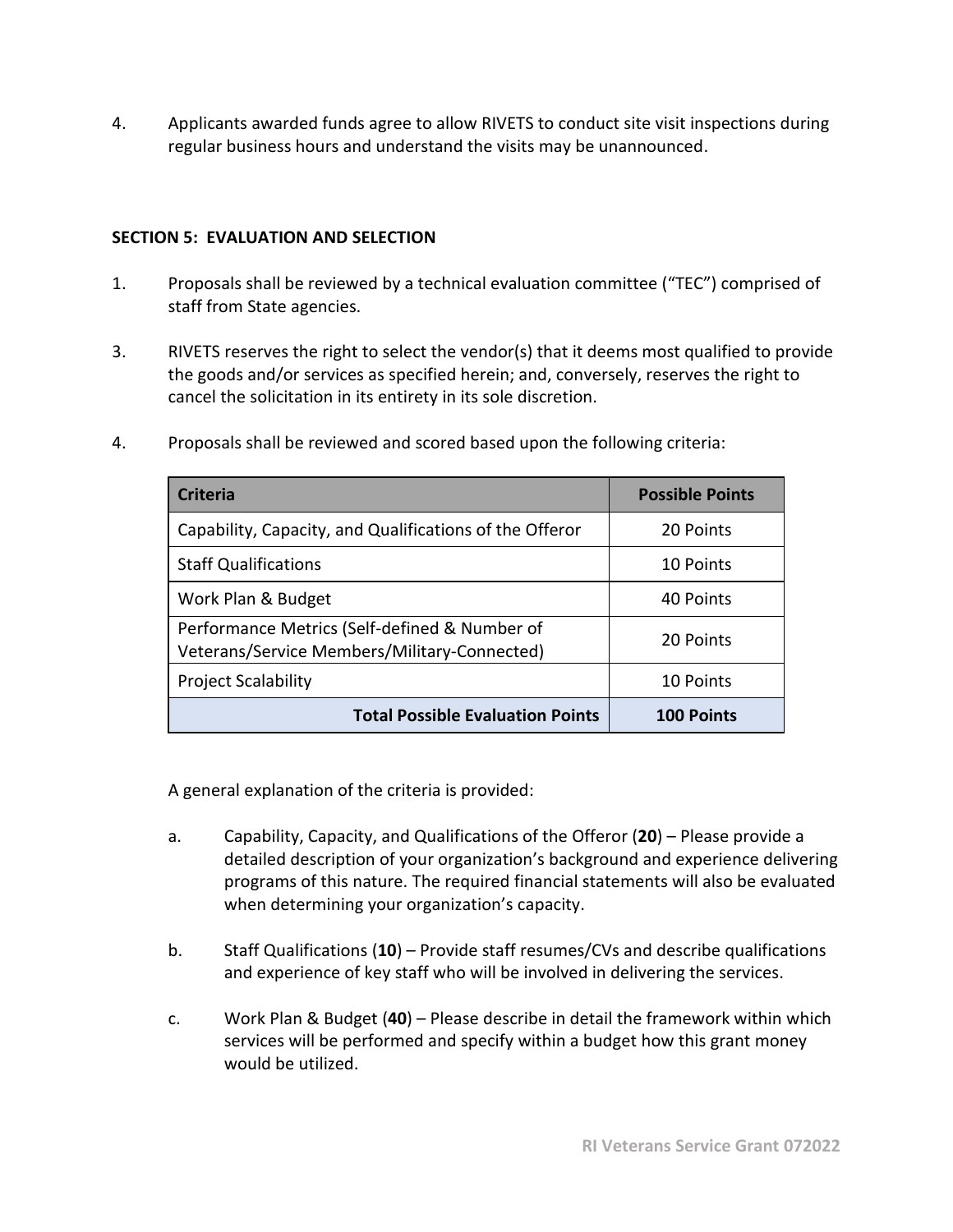4. Applicants awarded funds agree to allow RIVETS to conduct site visit inspections during regular business hours and understand the visits may be unannounced.

**SECTION 5: EVALUATION AND SELECTION**

1. Proposals shall be reviewed by a technical evaluation committee ("TEC") comprised of staff from State agencies.

3. RIVETS reserves the right to select the vendor(s) that it deems most qualified to provide the goods and/or services as specified herein; and, conversely, reserves the right to cancel the solicitation in its entirety in its sole discretion.

4. Proposals shall be reviewed and scored based upon the following criteria:

| Criteria | Possible Points |
|---|---|
| Capability, Capacity, and Qualifications of the Offeror | 20 Points |
| Staff Qualifications | 10 Points |
| Work Plan & Budget | 40 Points |
| Performance Metrics (Self-defined & Number of Veterans/Service Members/Military-Connected) | 20 Points |
| Project Scalability | 10 Points |
| **Total Possible Evaluation Points** | **100 Points** |

A general explanation of the criteria is provided:

a. Capability, Capacity, and Qualifications of the Offeror (**20**) – Please provide a detailed description of your organization's background and experience delivering programs of this nature. The required financial statements will also be evaluated when determining your organization's capacity.

b. Staff Qualifications (**10**) – Provide staff resumes/CVs and describe qualifications and experience of key staff who will be involved in delivering the services.

c. Work Plan & Budget (**40**) – Please describe in detail the framework within which services will be performed and specify within a budget how this grant money would be utilized.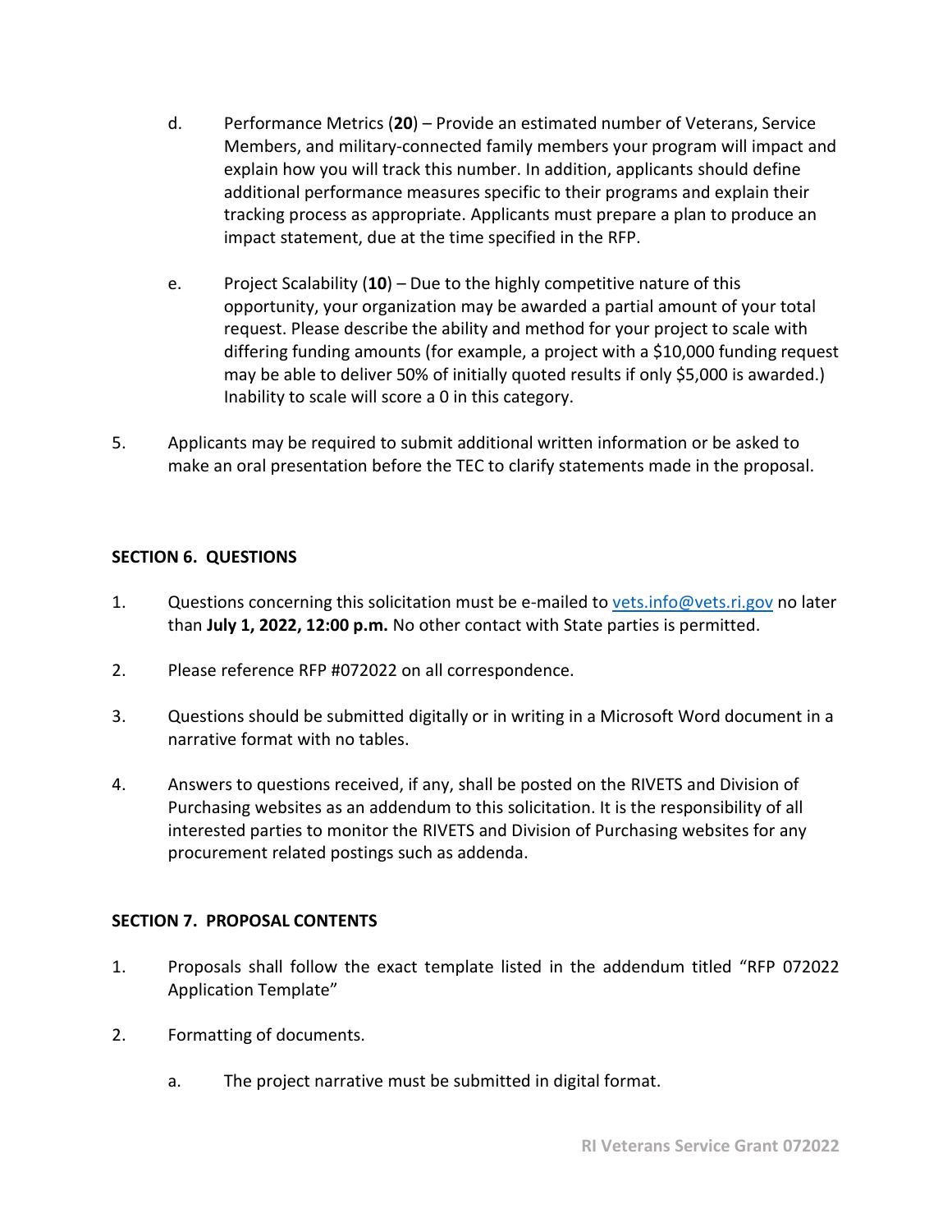d. Performance Metrics (**20**) – Provide an estimated number of Veterans, Service Members, and military-connected family members your program will impact and explain how you will track this number. In addition, applicants should define additional performance measures specific to their programs and explain their tracking process as appropriate. Applicants must prepare a plan to produce an impact statement, due at the time specified in the RFP.

e. Project Scalability (**10**) – Due to the highly competitive nature of this opportunity, your organization may be awarded a partial amount of your total request. Please describe the ability and method for your project to scale with differing funding amounts (for example, a project with a $10,000 funding request may be able to deliver 50% of initially quoted results if only $5,000 is awarded.) Inability to scale will score a 0 in this category.

5. Applicants may be required to submit additional written information or be asked to make an oral presentation before the TEC to clarify statements made in the proposal.

## SECTION 6. QUESTIONS

1. Questions concerning this solicitation must be e-mailed to vets.info@vets.ri.gov no later than **July 1, 2022, 12:00 p.m.** No other contact with State parties is permitted.

2. Please reference RFP #072022 on all correspondence.

3. Questions should be submitted digitally or in writing in a Microsoft Word document in a narrative format with no tables.

4. Answers to questions received, if any, shall be posted on the RIVETS and Division of Purchasing websites as an addendum to this solicitation. It is the responsibility of all interested parties to monitor the RIVETS and Division of Purchasing websites for any procurement related postings such as addenda.

## SECTION 7. PROPOSAL CONTENTS

1. Proposals shall follow the exact template listed in the addendum titled "RFP 072022 Application Template"

2. Formatting of documents.

   a. The project narrative must be submitted in digital format.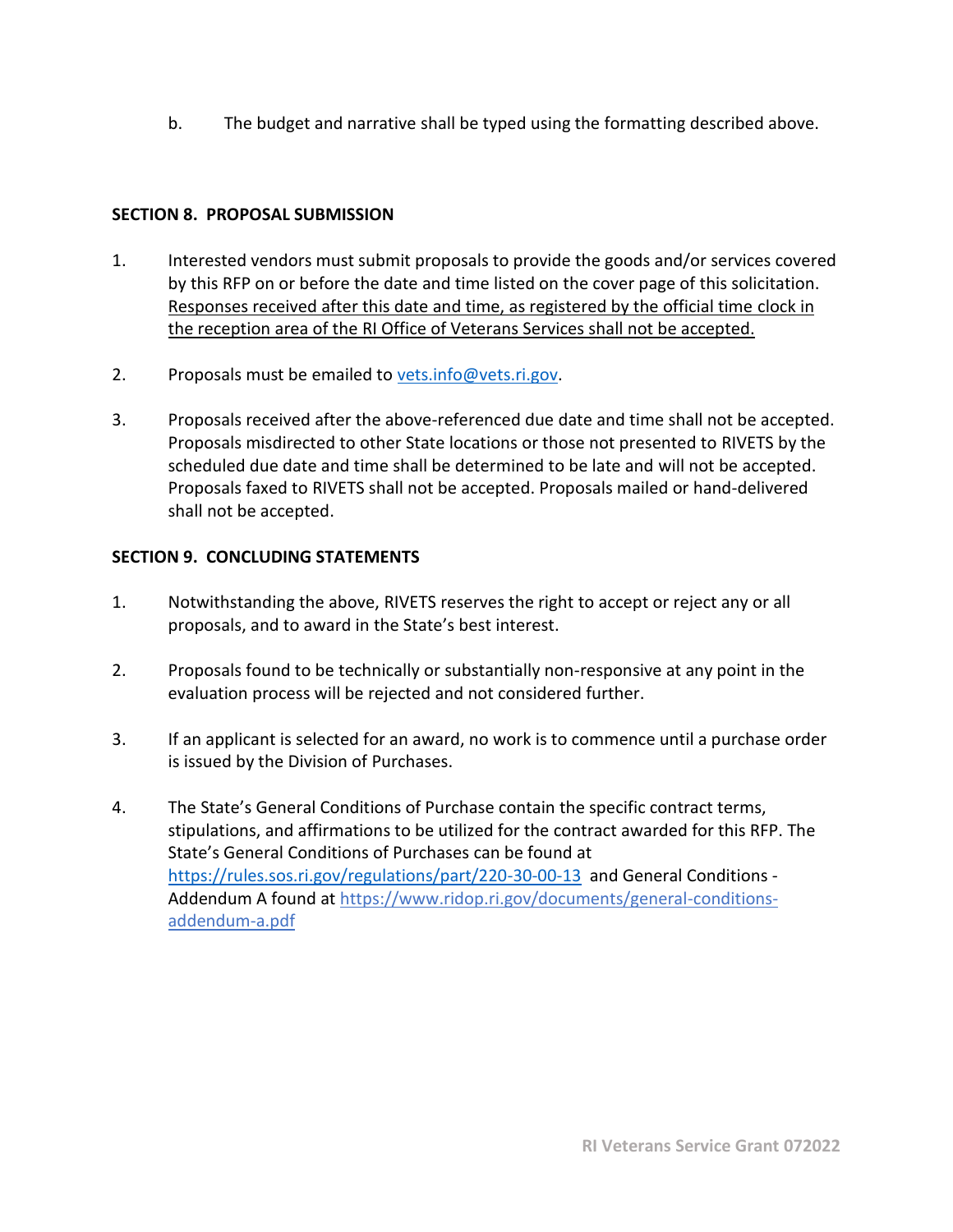b. The budget and narrative shall be typed using the formatting described above.

## SECTION 8. PROPOSAL SUBMISSION

1. Interested vendors must submit proposals to provide the goods and/or services covered by this RFP on or before the date and time listed on the cover page of this solicitation. Responses received after this date and time, as registered by the official time clock in the reception area of the RI Office of Veterans Services shall not be accepted.

2. Proposals must be emailed to vets.info@vets.ri.gov.

3. Proposals received after the above-referenced due date and time shall not be accepted. Proposals misdirected to other State locations or those not presented to RIVETS by the scheduled due date and time shall be determined to be late and will not be accepted. Proposals faxed to RIVETS shall not be accepted. Proposals mailed or hand-delivered shall not be accepted.

## SECTION 9. CONCLUDING STATEMENTS

1. Notwithstanding the above, RIVETS reserves the right to accept or reject any or all proposals, and to award in the State's best interest.

2. Proposals found to be technically or substantially non-responsive at any point in the evaluation process will be rejected and not considered further.

3. If an applicant is selected for an award, no work is to commence until a purchase order is issued by the Division of Purchases.

4. The State's General Conditions of Purchase contain the specific contract terms, stipulations, and affirmations to be utilized for the contract awarded for this RFP. The State's General Conditions of Purchases can be found at https://rules.sos.ri.gov/regulations/part/220-30-00-13 and General Conditions - Addendum A found at https://www.ridop.ri.gov/documents/general-conditions-addendum-a.pdf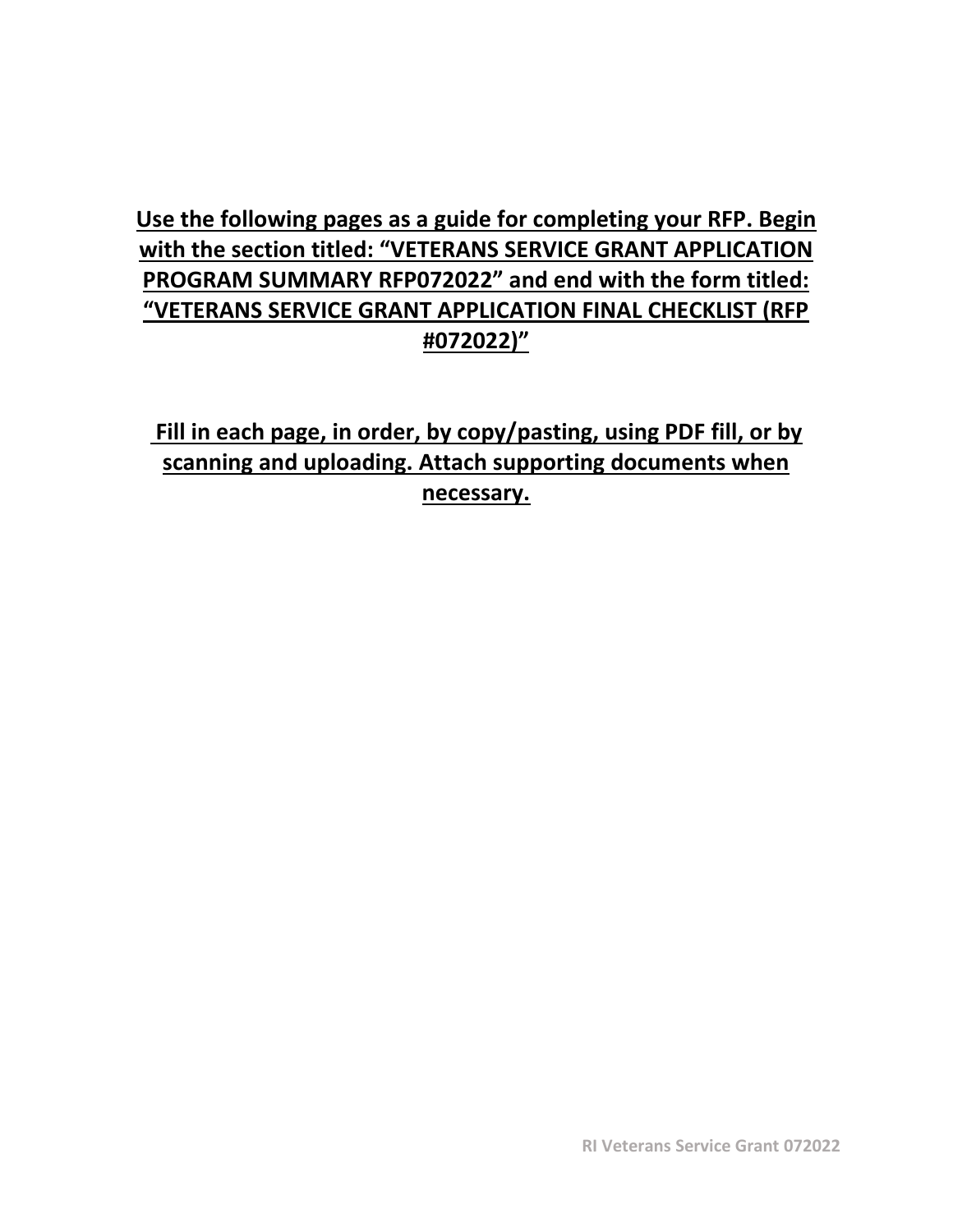**Use the following pages as a guide for completing your RFP. Begin with the section titled: "VETERANS SERVICE GRANT APPLICATION PROGRAM SUMMARY RFP072022" and end with the form titled: "VETERANS SERVICE GRANT APPLICATION FINAL CHECKLIST (RFP #072022)"**

**Fill in each page, in order, by copy/pasting, using PDF fill, or by scanning and uploading. Attach supporting documents when necessary.**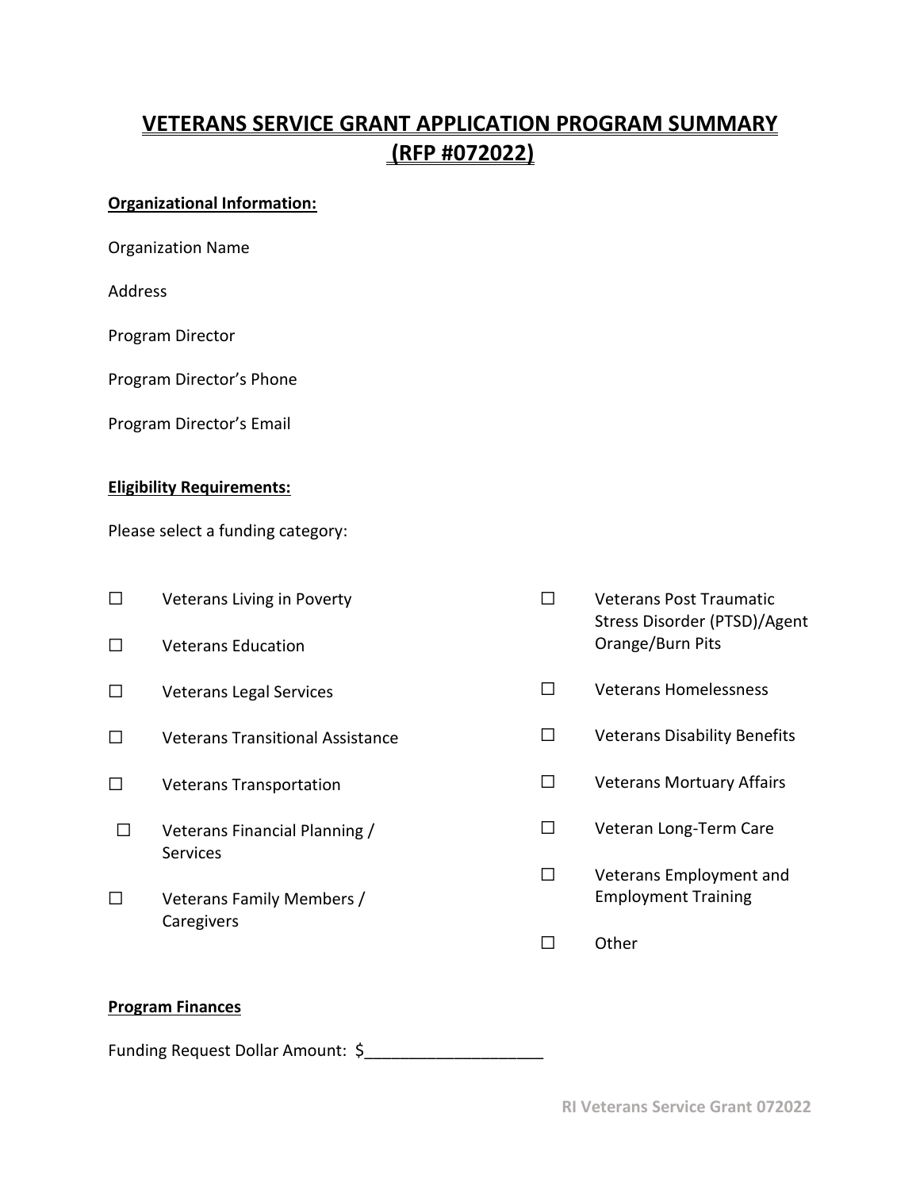# VETERANS SERVICE GRANT APPLICATION PROGRAM SUMMARY (RFP #072022)

**Organizational Information:**

Organization Name

Address

Program Director

Program Director's Phone

Program Director's Email

**Eligibility Requirements:**

Please select a funding category:

- ☐ Veterans Living in Poverty
- ☐ Veterans Education
- ☐ Veterans Legal Services
- ☐ Veterans Transitional Assistance
- ☐ Veterans Transportation
- ☐ Veterans Financial Planning / Services
- ☐ Veterans Family Members / Caregivers
- ☐ Veterans Post Traumatic Stress Disorder (PTSD)/Agent Orange/Burn Pits
- ☐ Veterans Homelessness
- ☐ Veterans Disability Benefits
- ☐ Veterans Mortuary Affairs
- ☐ Veteran Long-Term Care
- ☐ Veterans Employment and Employment Training
- ☐ Other

**Program Finances**

Funding Request Dollar Amount: $____________________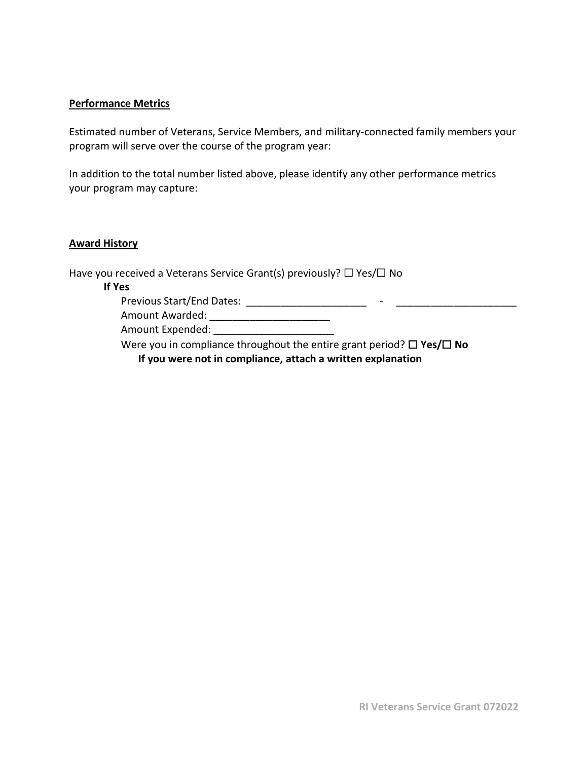**Performance Metrics**

Estimated number of Veterans, Service Members, and military-connected family members your program will serve over the course of the program year:

In addition to the total number listed above, please identify any other performance metrics your program may capture:

**Award History**

Have you received a Veterans Service Grant(s) previously? ☐ Yes/☐ No

**If Yes**

Previous Start/End Dates: _____________________ - _____________________

Amount Awarded: _____________________

Amount Expended: _____________________

Were you in compliance throughout the entire grant period? **☐ Yes/☐ No**

**If you were not in compliance, attach a written explanation**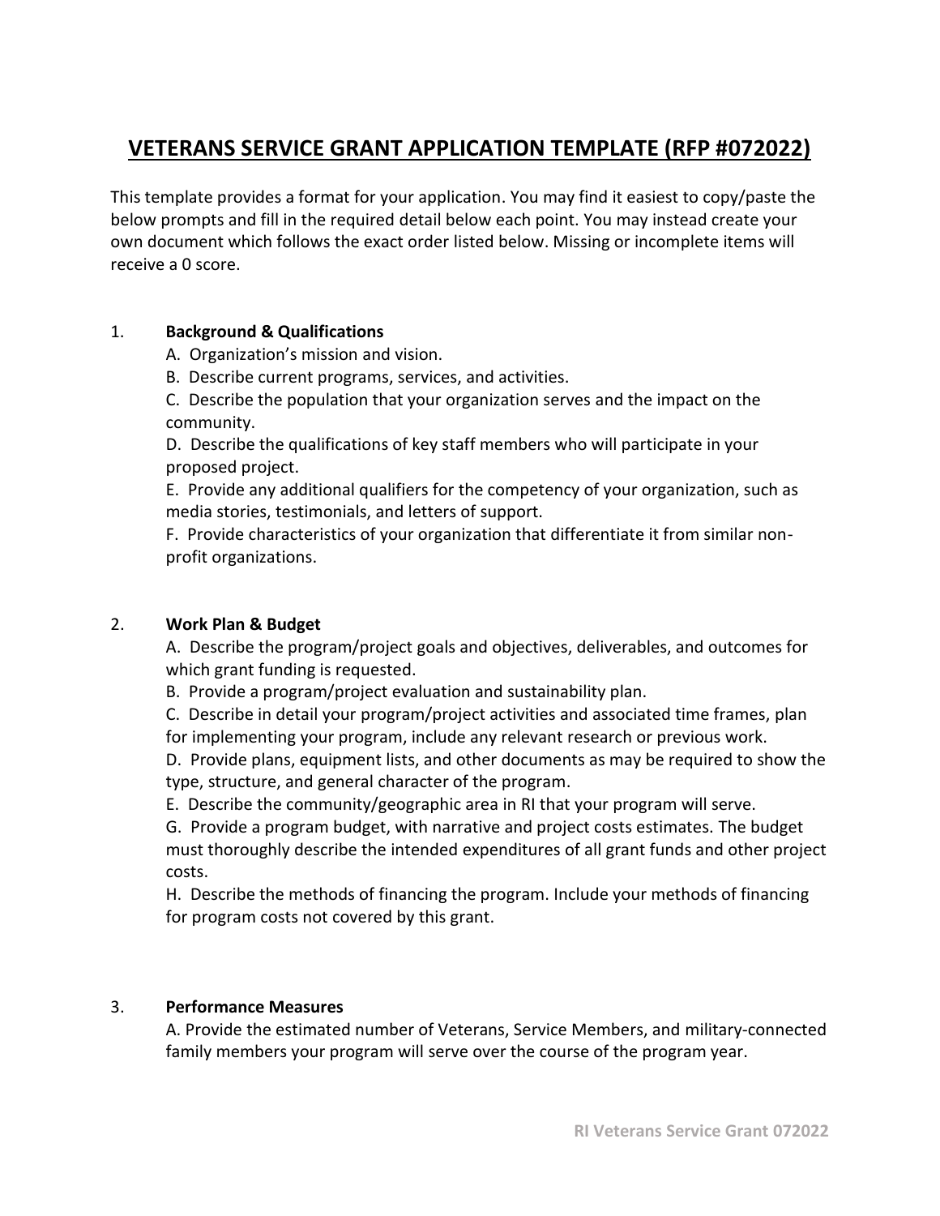# VETERANS SERVICE GRANT APPLICATION TEMPLATE (RFP #072022)

This template provides a format for your application. You may find it easiest to copy/paste the below prompts and fill in the required detail below each point. You may instead create your own document which follows the exact order listed below. Missing or incomplete items will receive a 0 score.

1. **Background & Qualifications**

   A. Organization's mission and vision.

   B. Describe current programs, services, and activities.

   C. Describe the population that your organization serves and the impact on the community.

   D. Describe the qualifications of key staff members who will participate in your proposed project.

   E. Provide any additional qualifiers for the competency of your organization, such as media stories, testimonials, and letters of support.

   F. Provide characteristics of your organization that differentiate it from similar non-profit organizations.

2. **Work Plan & Budget**

   A. Describe the program/project goals and objectives, deliverables, and outcomes for which grant funding is requested.

   B. Provide a program/project evaluation and sustainability plan.

   C. Describe in detail your program/project activities and associated time frames, plan for implementing your program, include any relevant research or previous work.

   D. Provide plans, equipment lists, and other documents as may be required to show the type, structure, and general character of the program.

   E. Describe the community/geographic area in RI that your program will serve.

   G. Provide a program budget, with narrative and project costs estimates. The budget must thoroughly describe the intended expenditures of all grant funds and other project costs.

   H. Describe the methods of financing the program. Include your methods of financing for program costs not covered by this grant.

3. **Performance Measures**

   A. Provide the estimated number of Veterans, Service Members, and military-connected family members your program will serve over the course of the program year.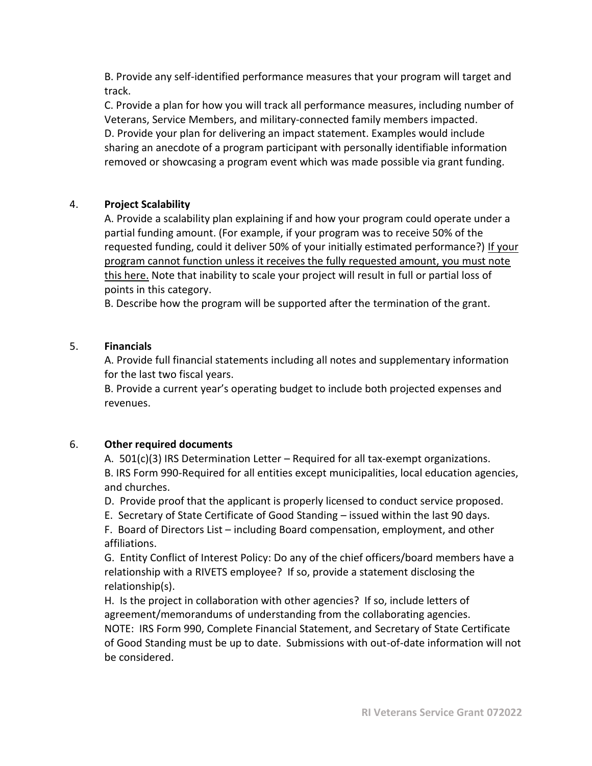B. Provide any self-identified performance measures that your program will target and track.

C. Provide a plan for how you will track all performance measures, including number of Veterans, Service Members, and military-connected family members impacted.

D. Provide your plan for delivering an impact statement. Examples would include sharing an anecdote of a program participant with personally identifiable information removed or showcasing a program event which was made possible via grant funding.

4. **Project Scalability**

   A. Provide a scalability plan explaining if and how your program could operate under a partial funding amount. (For example, if your program was to receive 50% of the requested funding, could it deliver 50% of your initially estimated performance?) <u>If your program cannot function unless it receives the fully requested amount, you must note this here.</u> Note that inability to scale your project will result in full or partial loss of points in this category.

   B. Describe how the program will be supported after the termination of the grant.

5. **Financials**

   A. Provide full financial statements including all notes and supplementary information for the last two fiscal years.

   B. Provide a current year's operating budget to include both projected expenses and revenues.

6. **Other required documents**

   A. 501(c)(3) IRS Determination Letter – Required for all tax-exempt organizations.

   B. IRS Form 990-Required for all entities except municipalities, local education agencies, and churches.

   D. Provide proof that the applicant is properly licensed to conduct service proposed.

   E. Secretary of State Certificate of Good Standing – issued within the last 90 days.

   F. Board of Directors List – including Board compensation, employment, and other affiliations.

   G. Entity Conflict of Interest Policy: Do any of the chief officers/board members have a relationship with a RIVETS employee? If so, provide a statement disclosing the relationship(s).

   H. Is the project in collaboration with other agencies? If so, include letters of agreement/memorandums of understanding from the collaborating agencies.

   NOTE: IRS Form 990, Complete Financial Statement, and Secretary of State Certificate of Good Standing must be up to date. Submissions with out-of-date information will not be considered.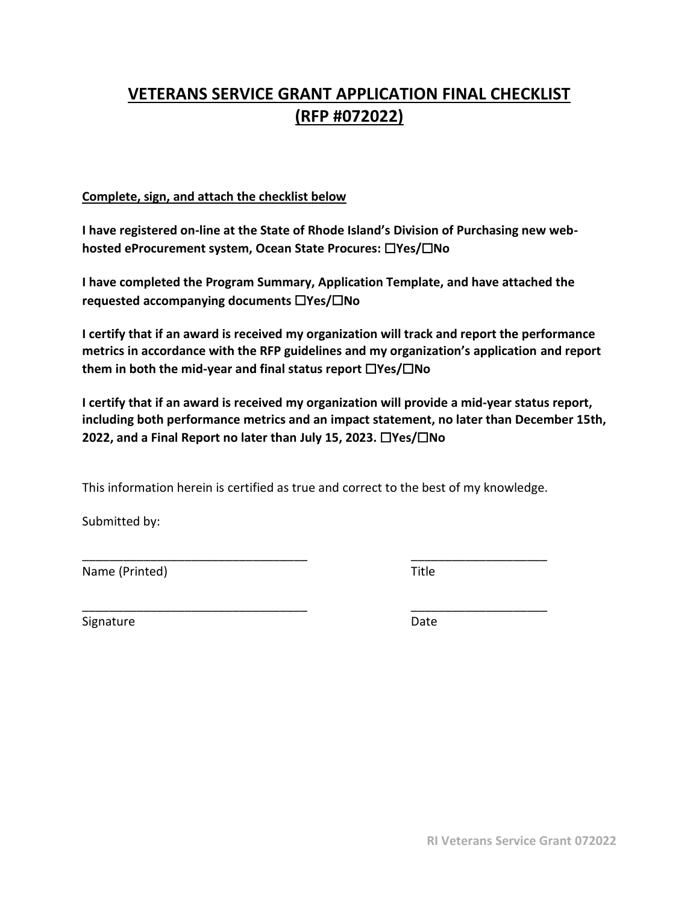# VETERANS SERVICE GRANT APPLICATION FINAL CHECKLIST (RFP #072022)

**Complete, sign, and attach the checklist below**

**I have registered on-line at the State of Rhode Island's Division of Purchasing new web-hosted eProcurement system, Ocean State Procures: ☐Yes/☐No**

**I have completed the Program Summary, Application Template, and have attached the requested accompanying documents ☐Yes/☐No**

**I certify that if an award is received my organization will track and report the performance metrics in accordance with the RFP guidelines and my organization's application and report them in both the mid-year and final status report ☐Yes/☐No**

**I certify that if an award is received my organization will provide a mid-year status report, including both performance metrics and an impact statement, no later than December 15th, 2022, and a Final Report no later than July 15, 2023. ☐Yes/☐No**

This information herein is certified as true and correct to the best of my knowledge.

Submitted by:

| | |
|---|---|
| ______________________________ | ____________________ |
| Name (Printed) | Title |
| ______________________________ | ____________________ |
| Signature | Date |